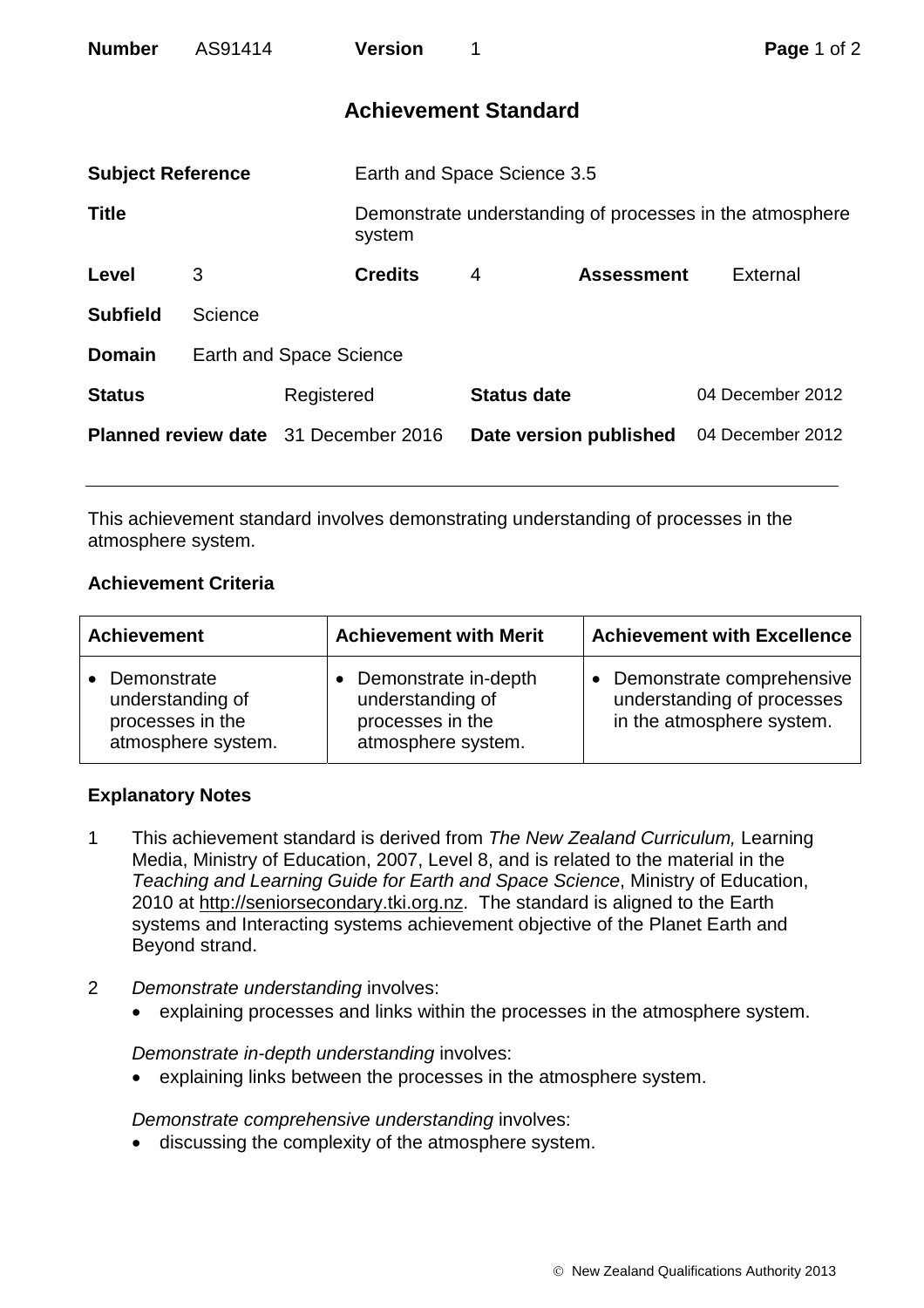| **Number** | AS91414 | **Version** | 1 |
|---|---|---|---|

## Achievement Standard

| | | | |
|---|---|---|---|
| **Subject Reference** | Earth and Space Science 3.5 | | |
| **Title** | Demonstrate understanding of processes in the atmosphere system | | |
| **Level** 3 | **Credits** 4 | **Assessment** | External |
| **Subfield** | Science | | |
| **Domain** | Earth and Space Science | | |
| **Status** Registered | | **Status date** | 04 December 2012 |
| **Planned review date** 31 December 2016 | | **Date version published** | 04 December 2012 |

This achievement standard involves demonstrating understanding of processes in the atmosphere system.

### Achievement Criteria

| Achievement | Achievement with Merit | Achievement with Excellence |
|---|---|---|
| • Demonstrate understanding of processes in the atmosphere system. | • Demonstrate in-depth understanding of processes in the atmosphere system. | • Demonstrate comprehensive understanding of processes in the atmosphere system. |

### Explanatory Notes

1 This achievement standard is derived from *The New Zealand Curriculum,* Learning Media, Ministry of Education, 2007, Level 8, and is related to the material in the *Teaching and Learning Guide for Earth and Space Science*, Ministry of Education, 2010 at http://seniorsecondary.tki.org.nz. The standard is aligned to the Earth systems and Interacting systems achievement objective of the Planet Earth and Beyond strand.

2 *Demonstrate understanding* involves:
- explaining processes and links within the processes in the atmosphere system.

*Demonstrate in-depth understanding* involves:
- explaining links between the processes in the atmosphere system.

*Demonstrate comprehensive understanding* involves:
- discussing the complexity of the atmosphere system.

© New Zealand Qualifications Authority 2013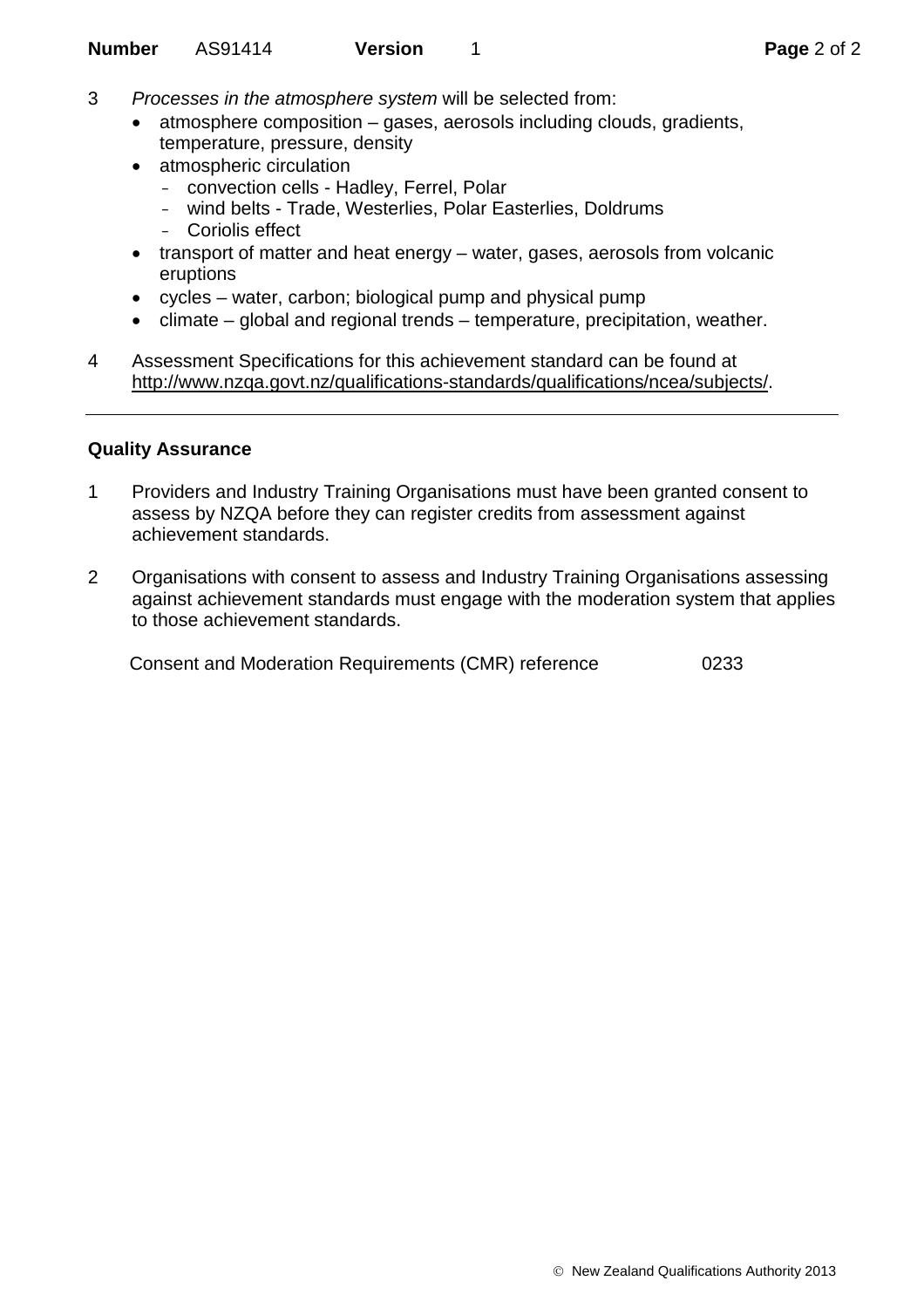3 *Processes in the atmosphere system* will be selected from:
   - atmosphere composition – gases, aerosols including clouds, gradients, temperature, pressure, density
   - atmospheric circulation
     - convection cells - Hadley, Ferrel, Polar
     - wind belts - Trade, Westerlies, Polar Easterlies, Doldrums
     - Coriolis effect
   - transport of matter and heat energy – water, gases, aerosols from volcanic eruptions
   - cycles – water, carbon; biological pump and physical pump
   - climate – global and regional trends – temperature, precipitation, weather.

4 Assessment Specifications for this achievement standard can be found at http://www.nzqa.govt.nz/qualifications-standards/qualifications/ncea/subjects/.

---

**Quality Assurance**

1 Providers and Industry Training Organisations must have been granted consent to assess by NZQA before they can register credits from assessment against achievement standards.

2 Organisations with consent to assess and Industry Training Organisations assessing against achievement standards must engage with the moderation system that applies to those achievement standards.

Consent and Moderation Requirements (CMR) reference 0233